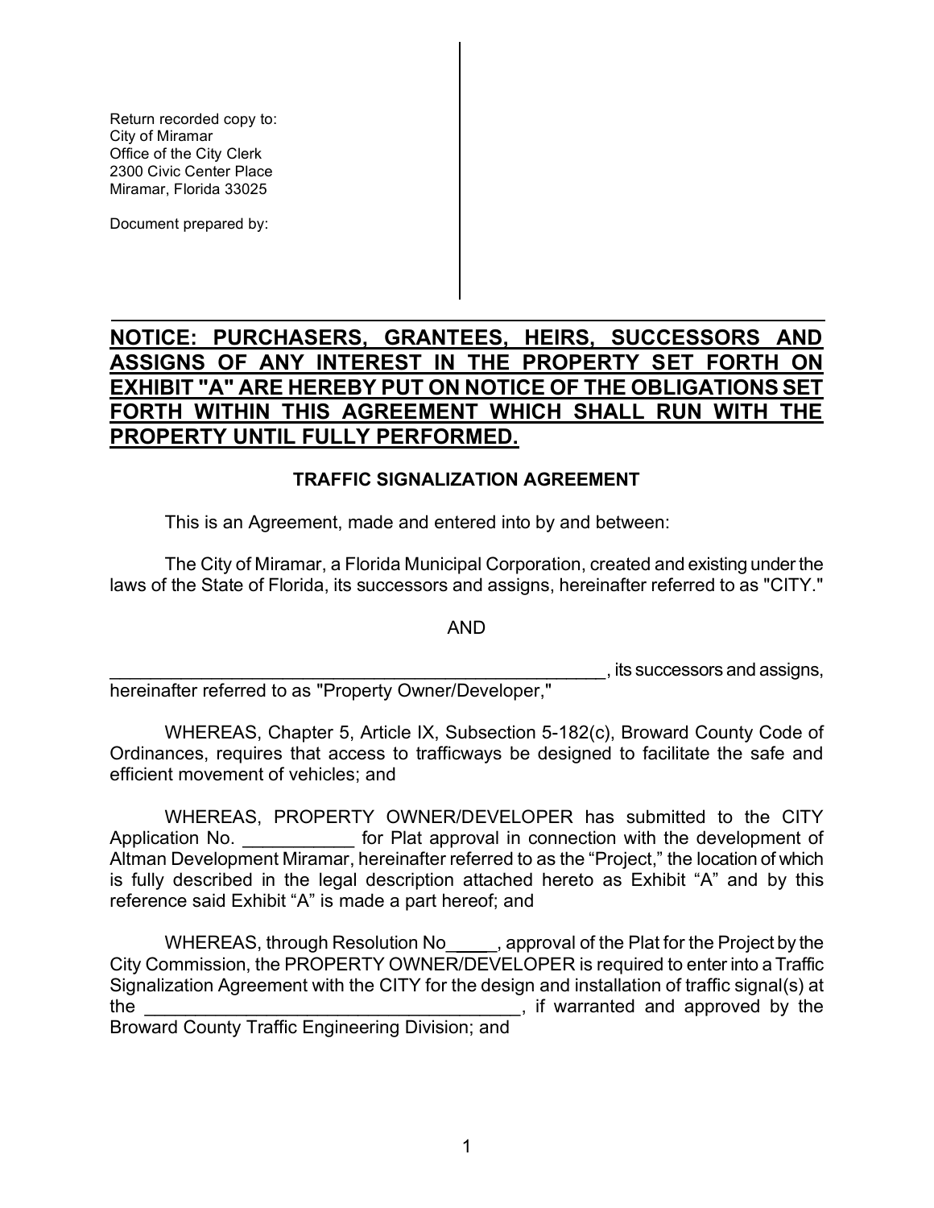Return recorded copy to:
City of Miramar
Office of the City Clerk
2300 Civic Center Place
Miramar, Florida 33025

Document prepared by:

**NOTICE: PURCHASERS, GRANTEES, HEIRS, SUCCESSORS AND ASSIGNS OF ANY INTEREST IN THE PROPERTY SET FORTH ON EXHIBIT "A" ARE HEREBY PUT ON NOTICE OF THE OBLIGATIONS SET FORTH WITHIN THIS AGREEMENT WHICH SHALL RUN WITH THE PROPERTY UNTIL FULLY PERFORMED.**

## TRAFFIC SIGNALIZATION AGREEMENT

This is an Agreement, made and entered into by and between:

The City of Miramar, a Florida Municipal Corporation, created and existing under the laws of the State of Florida, its successors and assigns, hereinafter referred to as "CITY."

AND

_____________________________________________________, its successors and assigns, hereinafter referred to as "Property Owner/Developer,"

WHEREAS, Chapter 5, Article IX, Subsection 5-182(c), Broward County Code of Ordinances, requires that access to trafficways be designed to facilitate the safe and efficient movement of vehicles; and

WHEREAS, PROPERTY OWNER/DEVELOPER has submitted to the CITY Application No. ___________ for Plat approval in connection with the development of Altman Development Miramar, hereinafter referred to as the "Project," the location of which is fully described in the legal description attached hereto as Exhibit "A" and by this reference said Exhibit "A" is made a part hereof; and

WHEREAS, through Resolution No_____, approval of the Plat for the Project by the City Commission, the PROPERTY OWNER/DEVELOPER is required to enter into a Traffic Signalization Agreement with the CITY for the design and installation of traffic signal(s) at the ______________________________________, if warranted and approved by the Broward County Traffic Engineering Division; and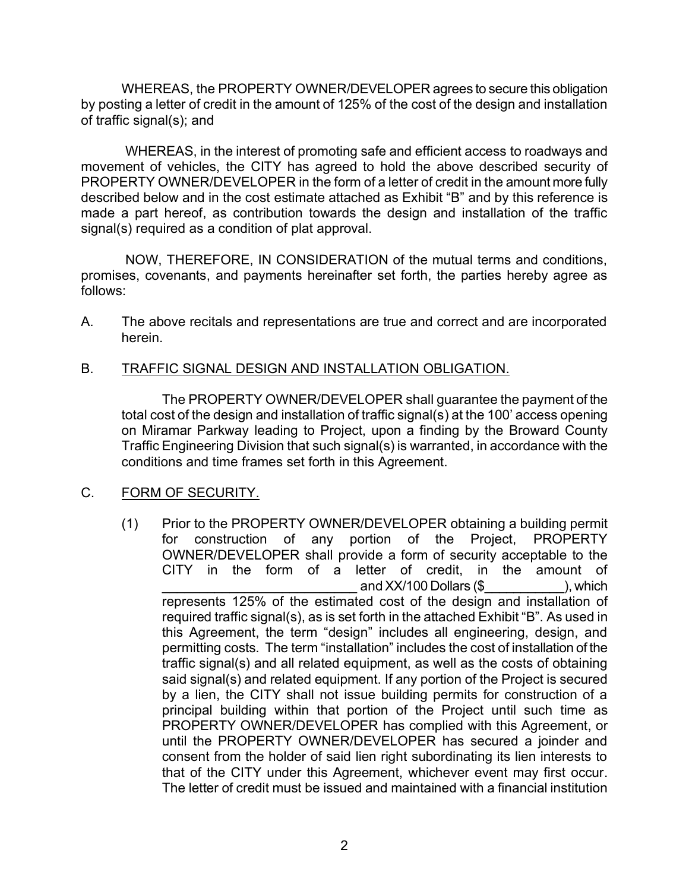WHEREAS, the PROPERTY OWNER/DEVELOPER agrees to secure this obligation by posting a letter of credit in the amount of 125% of the cost of the design and installation of traffic signal(s); and

WHEREAS, in the interest of promoting safe and efficient access to roadways and movement of vehicles, the CITY has agreed to hold the above described security of PROPERTY OWNER/DEVELOPER in the form of a letter of credit in the amount more fully described below and in the cost estimate attached as Exhibit "B" and by this reference is made a part hereof, as contribution towards the design and installation of the traffic signal(s) required as a condition of plat approval.

NOW, THEREFORE, IN CONSIDERATION of the mutual terms and conditions, promises, covenants, and payments hereinafter set forth, the parties hereby agree as follows:

A. The above recitals and representations are true and correct and are incorporated herein.

B. <u>TRAFFIC SIGNAL DESIGN AND INSTALLATION OBLIGATION.</u>

The PROPERTY OWNER/DEVELOPER shall guarantee the payment of the total cost of the design and installation of traffic signal(s) at the 100' access opening on Miramar Parkway leading to Project, upon a finding by the Broward County Traffic Engineering Division that such signal(s) is warranted, in accordance with the conditions and time frames set forth in this Agreement.

C. <u>FORM OF SECURITY.</u>

(1) Prior to the PROPERTY OWNER/DEVELOPER obtaining a building permit for construction of any portion of the Project, PROPERTY OWNER/DEVELOPER shall provide a form of security acceptable to the CITY in the form of a letter of credit, in the amount of __________________________ and XX/100 Dollars ($___________), which represents 125% of the estimated cost of the design and installation of required traffic signal(s), as is set forth in the attached Exhibit "B". As used in this Agreement, the term "design" includes all engineering, design, and permitting costs. The term "installation" includes the cost of installation of the traffic signal(s) and all related equipment, as well as the costs of obtaining said signal(s) and related equipment. If any portion of the Project is secured by a lien, the CITY shall not issue building permits for construction of a principal building within that portion of the Project until such time as PROPERTY OWNER/DEVELOPER has complied with this Agreement, or until the PROPERTY OWNER/DEVELOPER has secured a joinder and consent from the holder of said lien right subordinating its lien interests to that of the CITY under this Agreement, whichever event may first occur. The letter of credit must be issued and maintained with a financial institution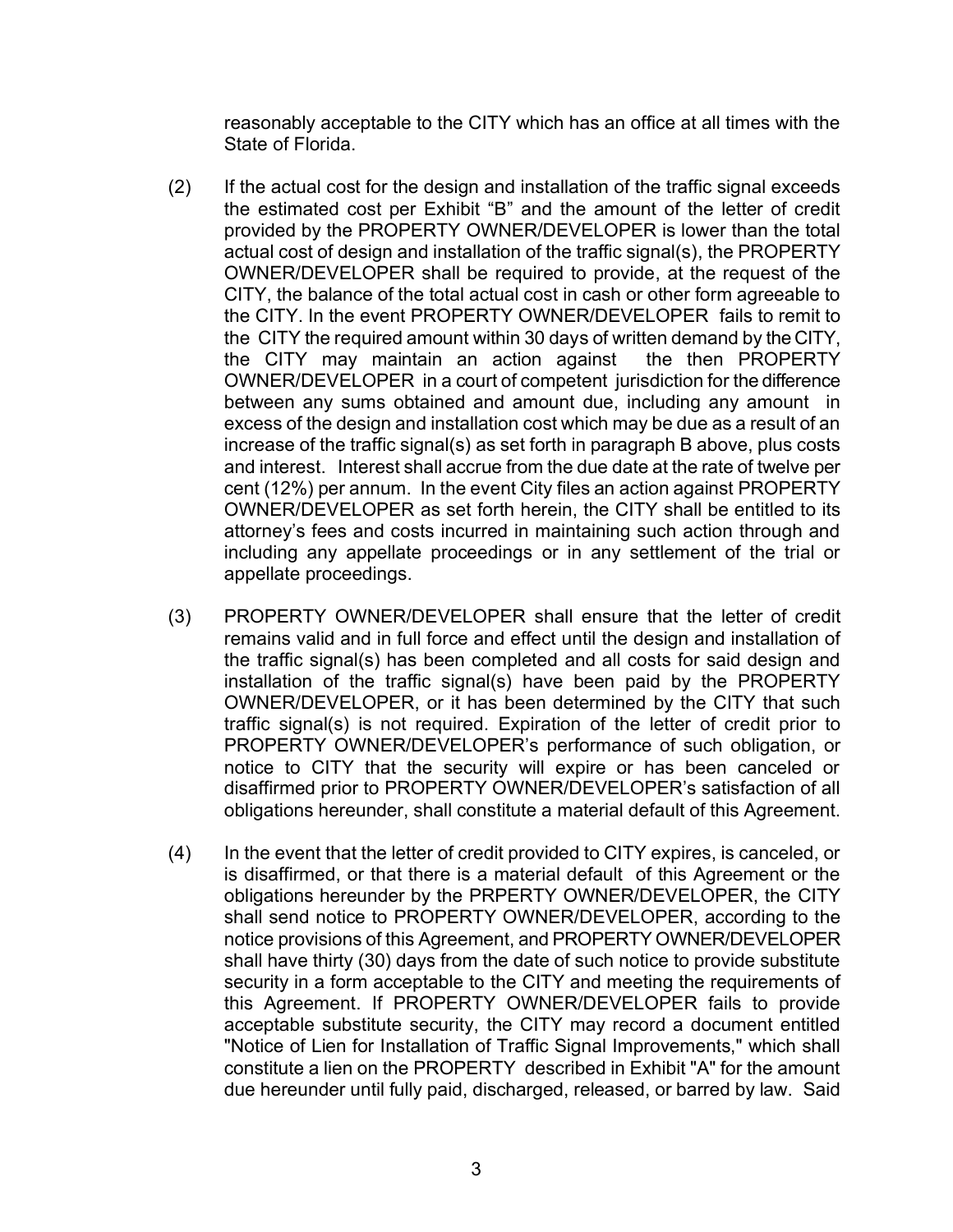reasonably acceptable to the CITY which has an office at all times with the State of Florida.

(2) If the actual cost for the design and installation of the traffic signal exceeds the estimated cost per Exhibit "B" and the amount of the letter of credit provided by the PROPERTY OWNER/DEVELOPER is lower than the total actual cost of design and installation of the traffic signal(s), the PROPERTY OWNER/DEVELOPER shall be required to provide, at the request of the CITY, the balance of the total actual cost in cash or other form agreeable to the CITY. In the event PROPERTY OWNER/DEVELOPER fails to remit to the CITY the required amount within 30 days of written demand by the CITY, the CITY may maintain an action against the then PROPERTY OWNER/DEVELOPER in a court of competent jurisdiction for the difference between any sums obtained and amount due, including any amount in excess of the design and installation cost which may be due as a result of an increase of the traffic signal(s) as set forth in paragraph B above, plus costs and interest. Interest shall accrue from the due date at the rate of twelve per cent (12%) per annum. In the event City files an action against PROPERTY OWNER/DEVELOPER as set forth herein, the CITY shall be entitled to its attorney's fees and costs incurred in maintaining such action through and including any appellate proceedings or in any settlement of the trial or appellate proceedings.

(3) PROPERTY OWNER/DEVELOPER shall ensure that the letter of credit remains valid and in full force and effect until the design and installation of the traffic signal(s) has been completed and all costs for said design and installation of the traffic signal(s) have been paid by the PROPERTY OWNER/DEVELOPER, or it has been determined by the CITY that such traffic signal(s) is not required. Expiration of the letter of credit prior to PROPERTY OWNER/DEVELOPER's performance of such obligation, or notice to CITY that the security will expire or has been canceled or disaffirmed prior to PROPERTY OWNER/DEVELOPER's satisfaction of all obligations hereunder, shall constitute a material default of this Agreement.

(4) In the event that the letter of credit provided to CITY expires, is canceled, or is disaffirmed, or that there is a material default of this Agreement or the obligations hereunder by the PRPERTY OWNER/DEVELOPER, the CITY shall send notice to PROPERTY OWNER/DEVELOPER, according to the notice provisions of this Agreement, and PROPERTY OWNER/DEVELOPER shall have thirty (30) days from the date of such notice to provide substitute security in a form acceptable to the CITY and meeting the requirements of this Agreement. If PROPERTY OWNER/DEVELOPER fails to provide acceptable substitute security, the CITY may record a document entitled "Notice of Lien for Installation of Traffic Signal Improvements," which shall constitute a lien on the PROPERTY described in Exhibit "A" for the amount due hereunder until fully paid, discharged, released, or barred by law. Said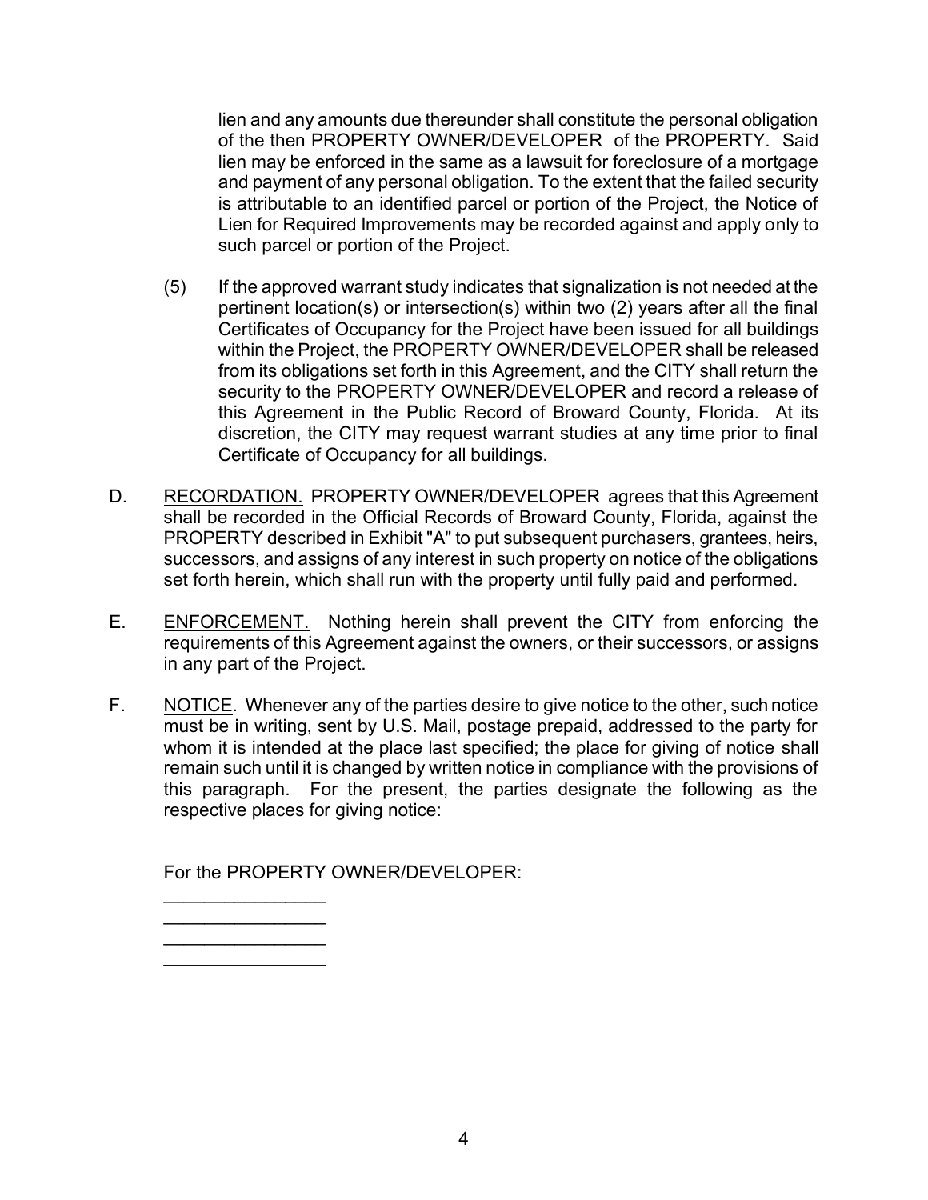lien and any amounts due thereunder shall constitute the personal obligation of the then PROPERTY OWNER/DEVELOPER of the PROPERTY. Said lien may be enforced in the same as a lawsuit for foreclosure of a mortgage and payment of any personal obligation. To the extent that the failed security is attributable to an identified parcel or portion of the Project, the Notice of Lien for Required Improvements may be recorded against and apply only to such parcel or portion of the Project.

(5) If the approved warrant study indicates that signalization is not needed at the pertinent location(s) or intersection(s) within two (2) years after all the final Certificates of Occupancy for the Project have been issued for all buildings within the Project, the PROPERTY OWNER/DEVELOPER shall be released from its obligations set forth in this Agreement, and the CITY shall return the security to the PROPERTY OWNER/DEVELOPER and record a release of this Agreement in the Public Record of Broward County, Florida. At its discretion, the CITY may request warrant studies at any time prior to final Certificate of Occupancy for all buildings.

D. <u>RECORDATION.</u> PROPERTY OWNER/DEVELOPER agrees that this Agreement shall be recorded in the Official Records of Broward County, Florida, against the PROPERTY described in Exhibit "A" to put subsequent purchasers, grantees, heirs, successors, and assigns of any interest in such property on notice of the obligations set forth herein, which shall run with the property until fully paid and performed.

E. <u>ENFORCEMENT.</u> Nothing herein shall prevent the CITY from enforcing the requirements of this Agreement against the owners, or their successors, or assigns in any part of the Project.

F. <u>NOTICE</u>. Whenever any of the parties desire to give notice to the other, such notice must be in writing, sent by U.S. Mail, postage prepaid, addressed to the party for whom it is intended at the place last specified; the place for giving of notice shall remain such until it is changed by written notice in compliance with the provisions of this paragraph. For the present, the parties designate the following as the respective places for giving notice:

For the PROPERTY OWNER/DEVELOPER:

________________
________________
________________
________________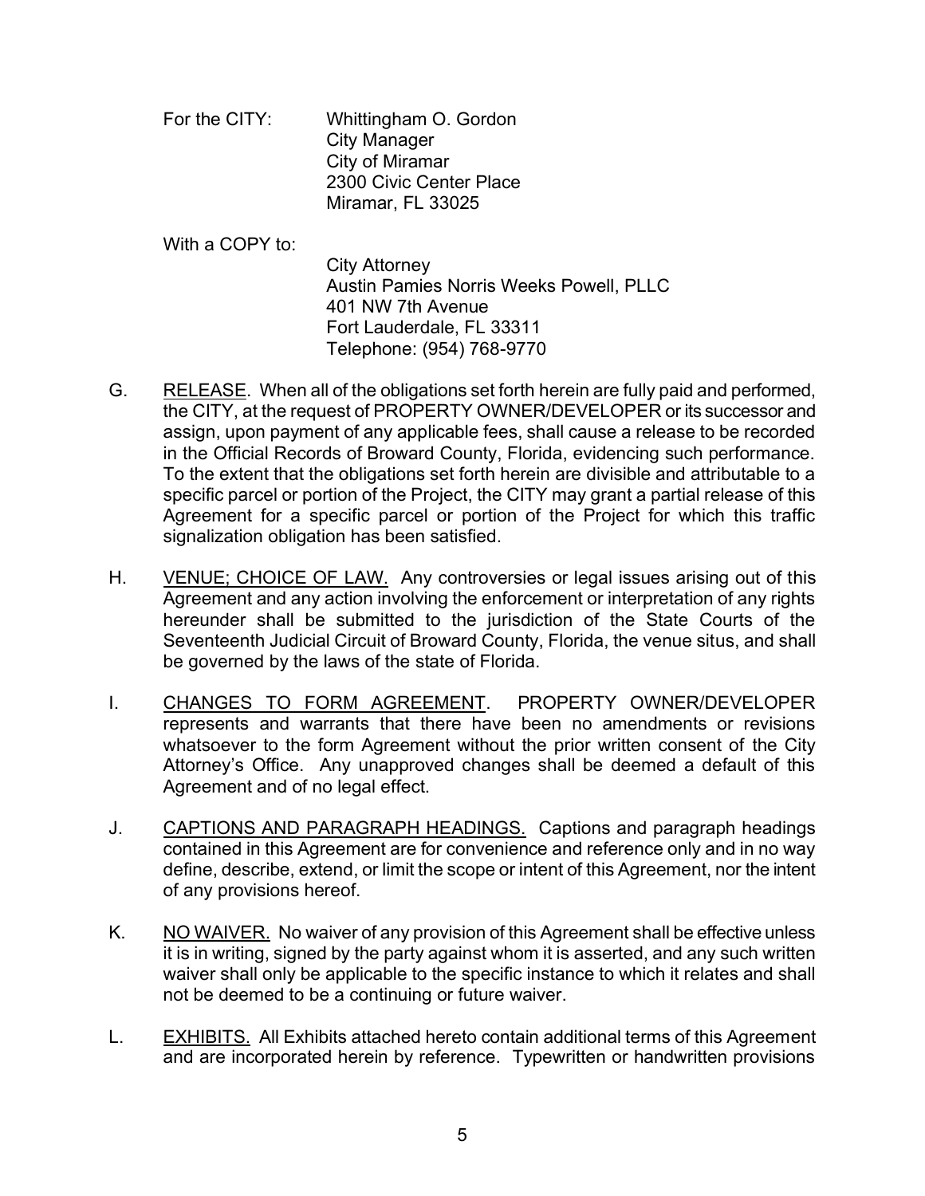For the CITY: Whittingham O. Gordon
City Manager
City of Miramar
2300 Civic Center Place
Miramar, FL 33025

With a COPY to:
City Attorney
Austin Pamies Norris Weeks Powell, PLLC
401 NW 7th Avenue
Fort Lauderdale, FL 33311
Telephone: (954) 768-9770

G. RELEASE. When all of the obligations set forth herein are fully paid and performed, the CITY, at the request of PROPERTY OWNER/DEVELOPER or its successor and assign, upon payment of any applicable fees, shall cause a release to be recorded in the Official Records of Broward County, Florida, evidencing such performance. To the extent that the obligations set forth herein are divisible and attributable to a specific parcel or portion of the Project, the CITY may grant a partial release of this Agreement for a specific parcel or portion of the Project for which this traffic signalization obligation has been satisfied.

H. VENUE; CHOICE OF LAW. Any controversies or legal issues arising out of this Agreement and any action involving the enforcement or interpretation of any rights hereunder shall be submitted to the jurisdiction of the State Courts of the Seventeenth Judicial Circuit of Broward County, Florida, the venue situs, and shall be governed by the laws of the state of Florida.

I. CHANGES TO FORM AGREEMENT. PROPERTY OWNER/DEVELOPER represents and warrants that there have been no amendments or revisions whatsoever to the form Agreement without the prior written consent of the City Attorney's Office. Any unapproved changes shall be deemed a default of this Agreement and of no legal effect.

J. CAPTIONS AND PARAGRAPH HEADINGS. Captions and paragraph headings contained in this Agreement are for convenience and reference only and in no way define, describe, extend, or limit the scope or intent of this Agreement, nor the intent of any provisions hereof.

K. NO WAIVER. No waiver of any provision of this Agreement shall be effective unless it is in writing, signed by the party against whom it is asserted, and any such written waiver shall only be applicable to the specific instance to which it relates and shall not be deemed to be a continuing or future waiver.

L. EXHIBITS. All Exhibits attached hereto contain additional terms of this Agreement and are incorporated herein by reference. Typewritten or handwritten provisions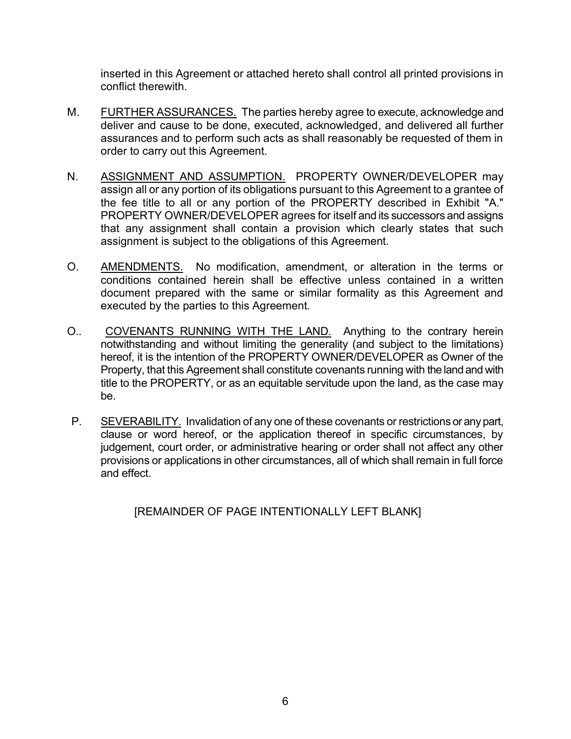inserted in this Agreement or attached hereto shall control all printed provisions in conflict therewith.

M. <u>FURTHER ASSURANCES.</u> The parties hereby agree to execute, acknowledge and deliver and cause to be done, executed, acknowledged, and delivered all further assurances and to perform such acts as shall reasonably be requested of them in order to carry out this Agreement.

N. <u>ASSIGNMENT AND ASSUMPTION.</u> PROPERTY OWNER/DEVELOPER may assign all or any portion of its obligations pursuant to this Agreement to a grantee of the fee title to all or any portion of the PROPERTY described in Exhibit "A." PROPERTY OWNER/DEVELOPER agrees for itself and its successors and assigns that any assignment shall contain a provision which clearly states that such assignment is subject to the obligations of this Agreement.

O. <u>AMENDMENTS.</u> No modification, amendment, or alteration in the terms or conditions contained herein shall be effective unless contained in a written document prepared with the same or similar formality as this Agreement and executed by the parties to this Agreement.

O.. <u>COVENANTS RUNNING WITH THE LAND.</u> Anything to the contrary herein notwithstanding and without limiting the generality (and subject to the limitations) hereof, it is the intention of the PROPERTY OWNER/DEVELOPER as Owner of the Property, that this Agreement shall constitute covenants running with the land and with title to the PROPERTY, or as an equitable servitude upon the land, as the case may be.

P. <u>SEVERABILITY.</u> Invalidation of any one of these covenants or restrictions or any part, clause or word hereof, or the application thereof in specific circumstances, by judgement, court order, or administrative hearing or order shall not affect any other provisions or applications in other circumstances, all of which shall remain in full force and effect.

[REMAINDER OF PAGE INTENTIONALLY LEFT BLANK]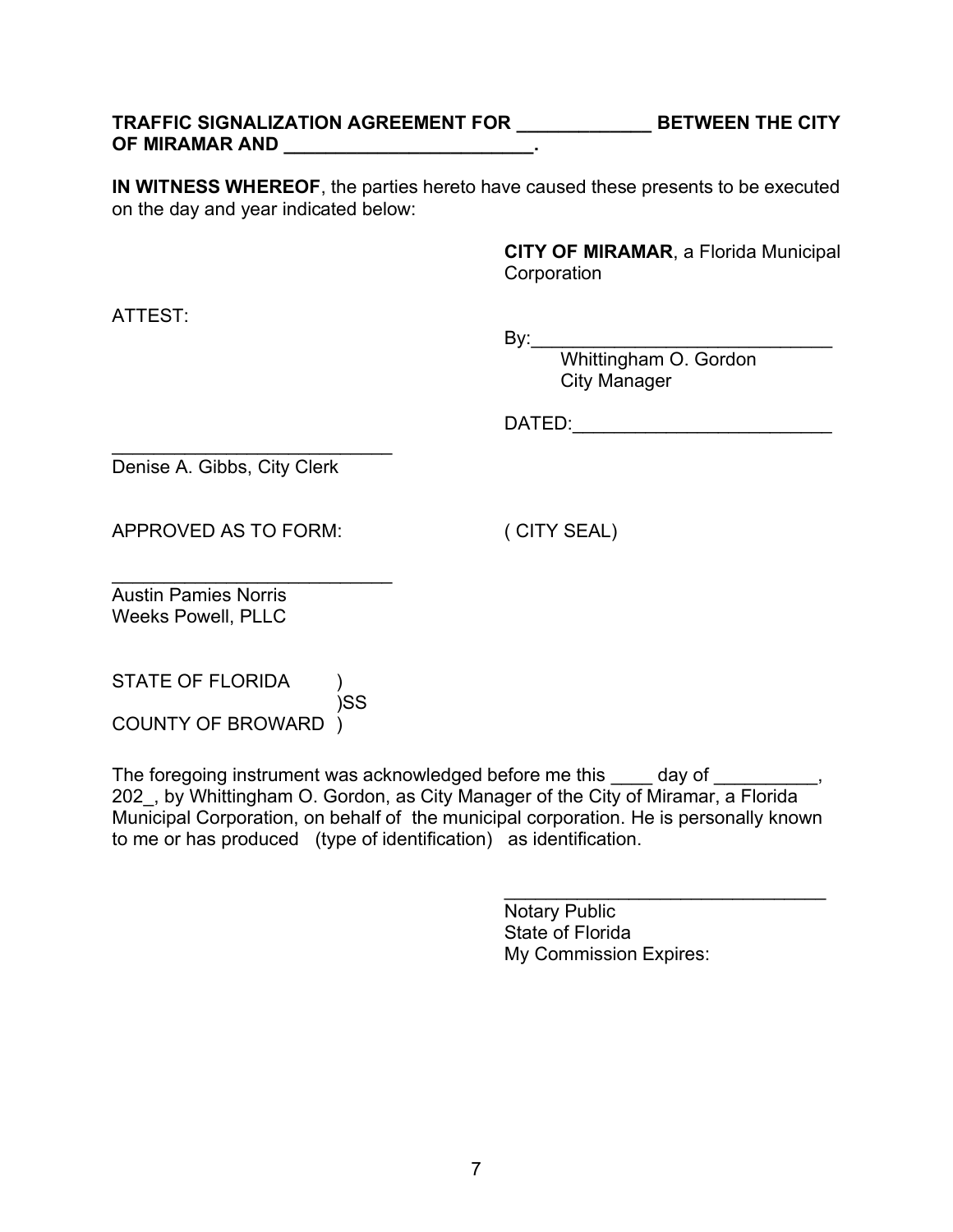**TRAFFIC SIGNALIZATION AGREEMENT FOR _____________ BETWEEN THE CITY OF MIRAMAR AND ________________________.**

**IN WITNESS WHEREOF**, the parties hereto have caused these presents to be executed on the day and year indicated below:

**CITY OF MIRAMAR**, a Florida Municipal Corporation

ATTEST:

By:_____________________________
Whittingham O. Gordon
City Manager

DATED:_________________________

____________________________
Denise A. Gibbs, City Clerk

APPROVED AS TO FORM:

( CITY SEAL)

____________________________
Austin Pamies Norris
Weeks Powell, PLLC

STATE OF FLORIDA )
)SS
COUNTY OF BROWARD )

The foregoing instrument was acknowledged before me this ____ day of __________, 202_, by Whittingham O. Gordon, as City Manager of the City of Miramar, a Florida Municipal Corporation, on behalf of the municipal corporation. He is personally known to me or has produced (type of identification) as identification.

________________________________
Notary Public
State of Florida
My Commission Expires: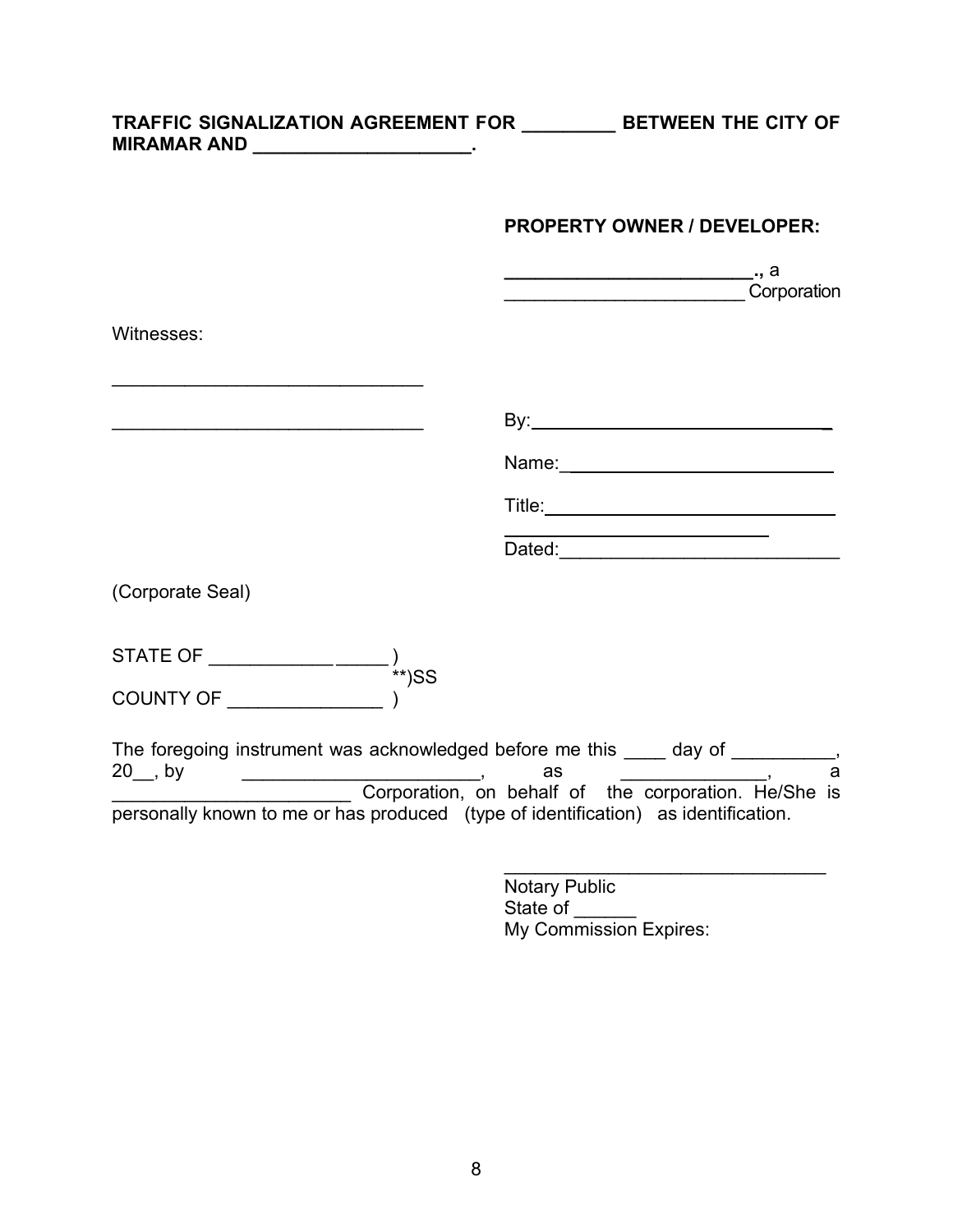**TRAFFIC SIGNALIZATION AGREEMENT FOR _________ BETWEEN THE CITY OF MIRAMAR AND _____________________.**

**PROPERTY OWNER / DEVELOPER:**

**_________________________.,** a
________________________ Corporation

Witnesses:

______________________________

______________________________

By: ______________________________

Name: ____________________________

Title: _____________________________

______________________________

Dated: ____________________________

(Corporate Seal)

STATE OF ___________ _____ )
**)SS
COUNTY OF _______________ )

The foregoing instrument was acknowledged before me this ____ day of __________, 20__, by _______________________, as ______________, a _______________________ Corporation, on behalf of the corporation. He/She is personally known to me or has produced (type of identification) as identification.

______________________________
Notary Public
State of ______
My Commission Expires: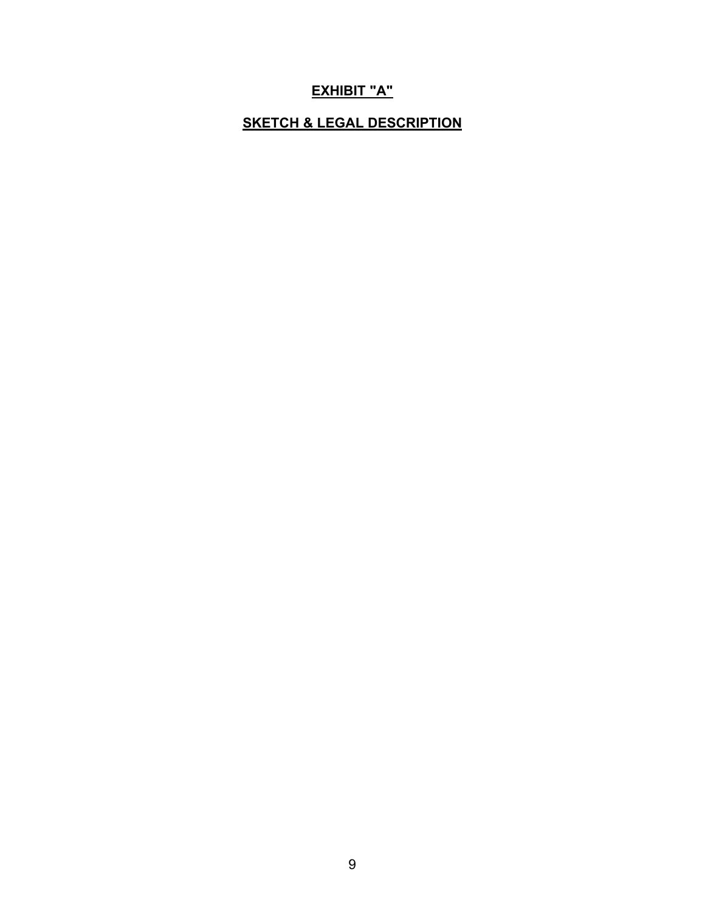## **EXHIBIT "A"**

## **SKETCH & LEGAL DESCRIPTION**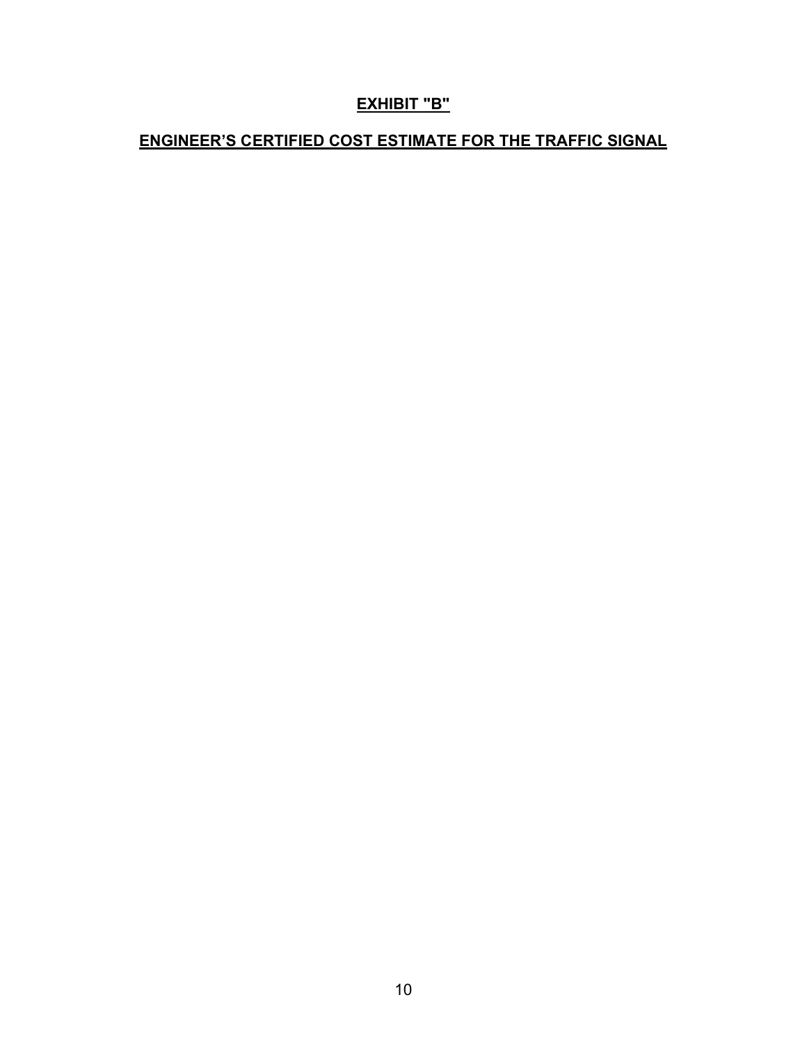# EXHIBIT "B"

## ENGINEER'S CERTIFIED COST ESTIMATE FOR THE TRAFFIC SIGNAL